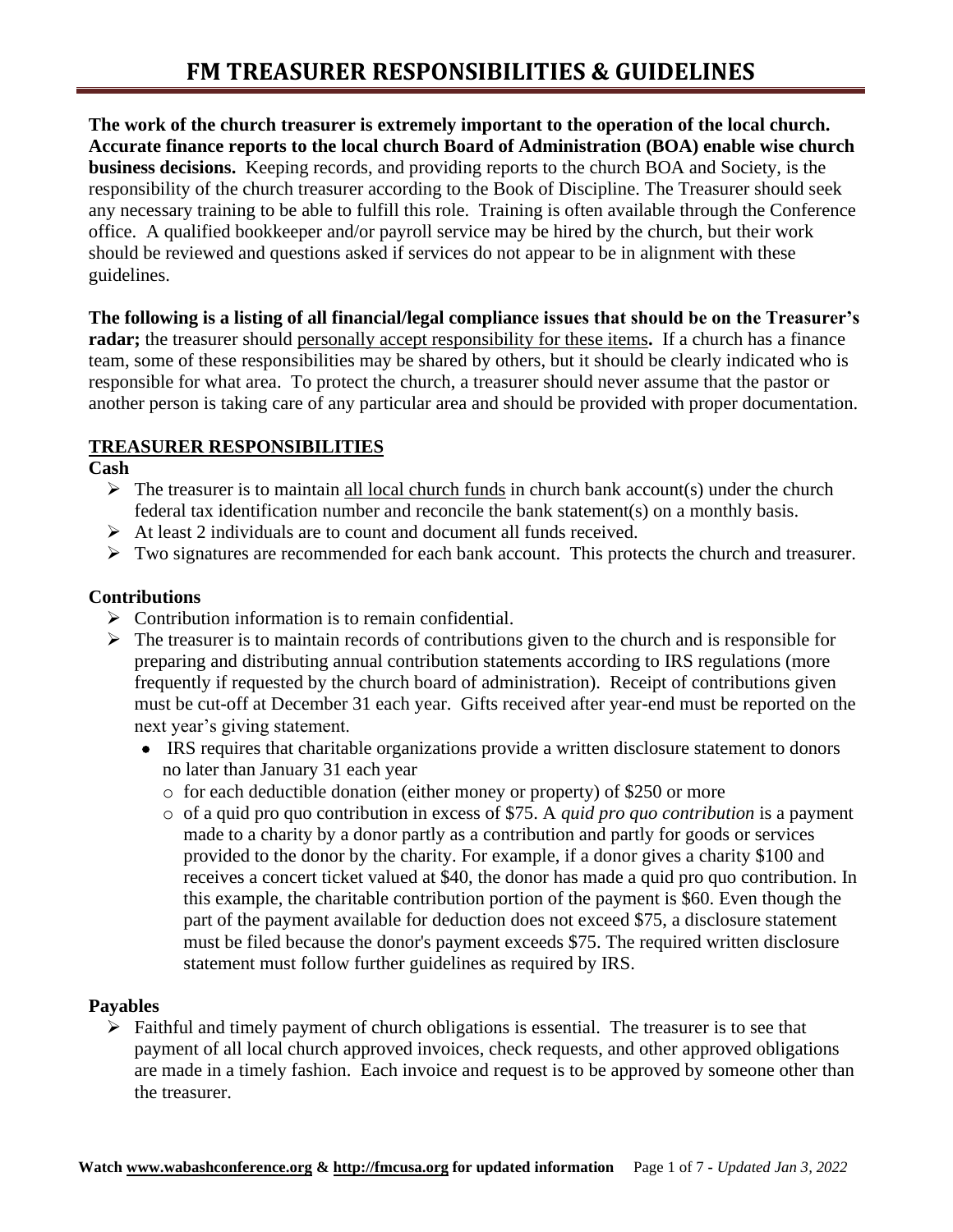# FM TREASURER RESPONSIBILITIES & GUIDELINES

**The work of the church treasurer is extremely important to the operation of the local church. Accurate finance reports to the local church Board of Administration (BOA) enable wise church business decisions.** Keeping records, and providing reports to the church BOA and Society, is the responsibility of the church treasurer according to the Book of Discipline. The Treasurer should seek any necessary training to be able to fulfill this role. Training is often available through the Conference office. A qualified bookkeeper and/or payroll service may be hired by the church, but their work should be reviewed and questions asked if services do not appear to be in alignment with these guidelines.

**The following is a listing of all financial/legal compliance issues that should be on the Treasurer's radar;** the treasurer should personally accept responsibility for these items**.** If a church has a finance team, some of these responsibilities may be shared by others, but it should be clearly indicated who is responsible for what area. To protect the church, a treasurer should never assume that the pastor or another person is taking care of any particular area and should be provided with proper documentation.

## TREASURER RESPONSIBILITIES

### Cash

- The treasurer is to maintain all local church funds in church bank account(s) under the church federal tax identification number and reconcile the bank statement(s) on a monthly basis.
- At least 2 individuals are to count and document all funds received.
- Two signatures are recommended for each bank account. This protects the church and treasurer.

### Contributions

- Contribution information is to remain confidential.
- The treasurer is to maintain records of contributions given to the church and is responsible for preparing and distributing annual contribution statements according to IRS regulations (more frequently if requested by the church board of administration). Receipt of contributions given must be cut-off at December 31 each year. Gifts received after year-end must be reported on the next year's giving statement.
  - IRS requires that charitable organizations provide a written disclosure statement to donors no later than January 31 each year
    - for each deductible donation (either money or property) of $250 or more
    - of a quid pro quo contribution in excess of $75. A *quid pro quo contribution* is a payment made to a charity by a donor partly as a contribution and partly for goods or services provided to the donor by the charity. For example, if a donor gives a charity $100 and receives a concert ticket valued at $40, the donor has made a quid pro quo contribution. In this example, the charitable contribution portion of the payment is $60. Even though the part of the payment available for deduction does not exceed $75, a disclosure statement must be filed because the donor's payment exceeds $75. The required written disclosure statement must follow further guidelines as required by IRS.

### Payables

- Faithful and timely payment of church obligations is essential. The treasurer is to see that payment of all local church approved invoices, check requests, and other approved obligations are made in a timely fashion. Each invoice and request is to be approved by someone other than the treasurer.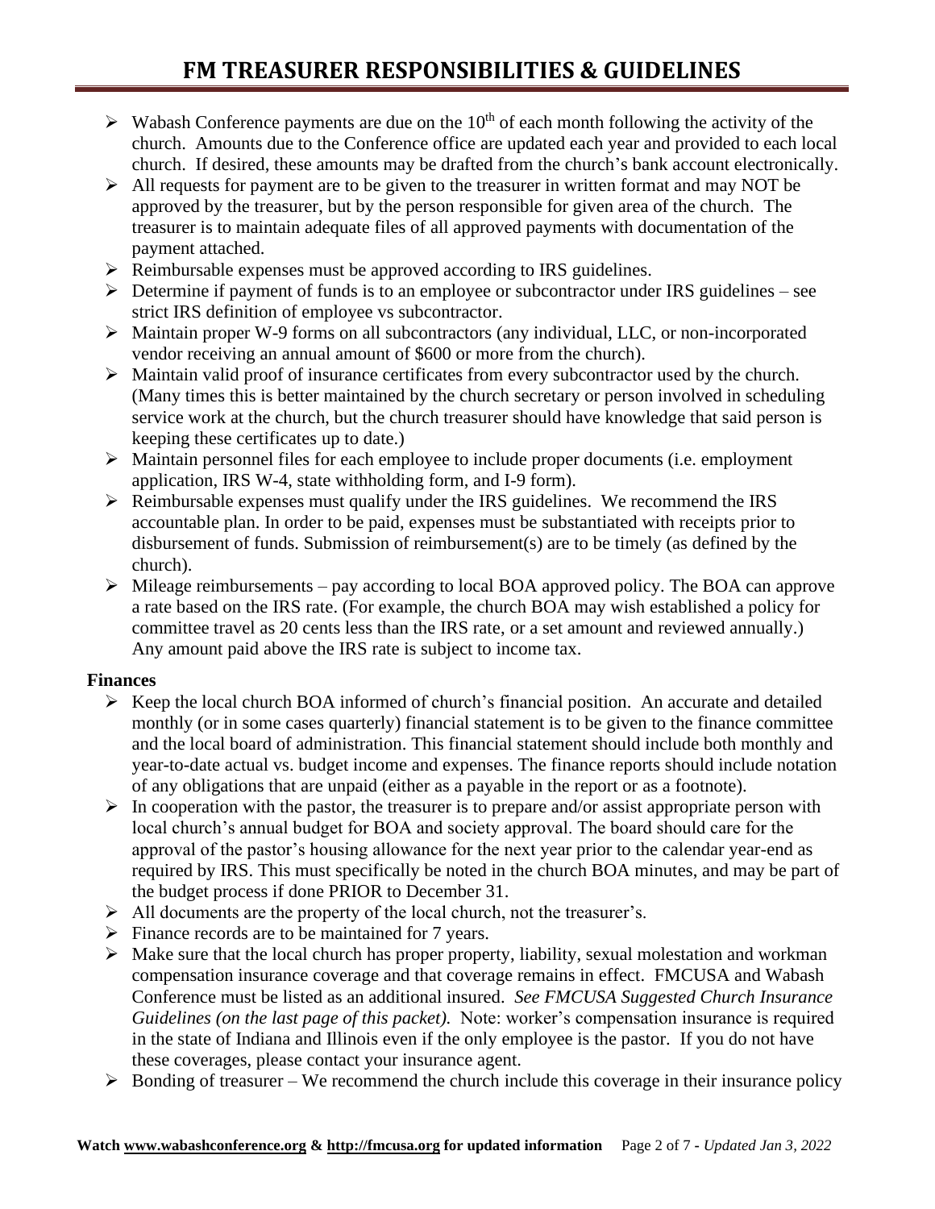- Wabash Conference payments are due on the 10th of each month following the activity of the church. Amounts due to the Conference office are updated each year and provided to each local church. If desired, these amounts may be drafted from the church's bank account electronically.
- All requests for payment are to be given to the treasurer in written format and may NOT be approved by the treasurer, but by the person responsible for given area of the church. The treasurer is to maintain adequate files of all approved payments with documentation of the payment attached.
- Reimbursable expenses must be approved according to IRS guidelines.
- Determine if payment of funds is to an employee or subcontractor under IRS guidelines – see strict IRS definition of employee vs subcontractor.
- Maintain proper W-9 forms on all subcontractors (any individual, LLC, or non-incorporated vendor receiving an annual amount of $600 or more from the church).
- Maintain valid proof of insurance certificates from every subcontractor used by the church. (Many times this is better maintained by the church secretary or person involved in scheduling service work at the church, but the church treasurer should have knowledge that said person is keeping these certificates up to date.)
- Maintain personnel files for each employee to include proper documents (i.e. employment application, IRS W-4, state withholding form, and I-9 form).
- Reimbursable expenses must qualify under the IRS guidelines. We recommend the IRS accountable plan. In order to be paid, expenses must be substantiated with receipts prior to disbursement of funds. Submission of reimbursement(s) are to be timely (as defined by the church).
- Mileage reimbursements – pay according to local BOA approved policy. The BOA can approve a rate based on the IRS rate. (For example, the church BOA may wish established a policy for committee travel as 20 cents less than the IRS rate, or a set amount and reviewed annually.) Any amount paid above the IRS rate is subject to income tax.

**Finances**

- Keep the local church BOA informed of church's financial position. An accurate and detailed monthly (or in some cases quarterly) financial statement is to be given to the finance committee and the local board of administration. This financial statement should include both monthly and year-to-date actual vs. budget income and expenses. The finance reports should include notation of any obligations that are unpaid (either as a payable in the report or as a footnote).
- In cooperation with the pastor, the treasurer is to prepare and/or assist appropriate person with local church's annual budget for BOA and society approval. The board should care for the approval of the pastor's housing allowance for the next year prior to the calendar year-end as required by IRS. This must specifically be noted in the church BOA minutes, and may be part of the budget process if done PRIOR to December 31.
- All documents are the property of the local church, not the treasurer's.
- Finance records are to be maintained for 7 years.
- Make sure that the local church has proper property, liability, sexual molestation and workman compensation insurance coverage and that coverage remains in effect. FMCUSA and Wabash Conference must be listed as an additional insured. *See FMCUSA Suggested Church Insurance Guidelines (on the last page of this packet).* Note: worker's compensation insurance is required in the state of Indiana and Illinois even if the only employee is the pastor. If you do not have these coverages, please contact your insurance agent.
- Bonding of treasurer – We recommend the church include this coverage in their insurance policy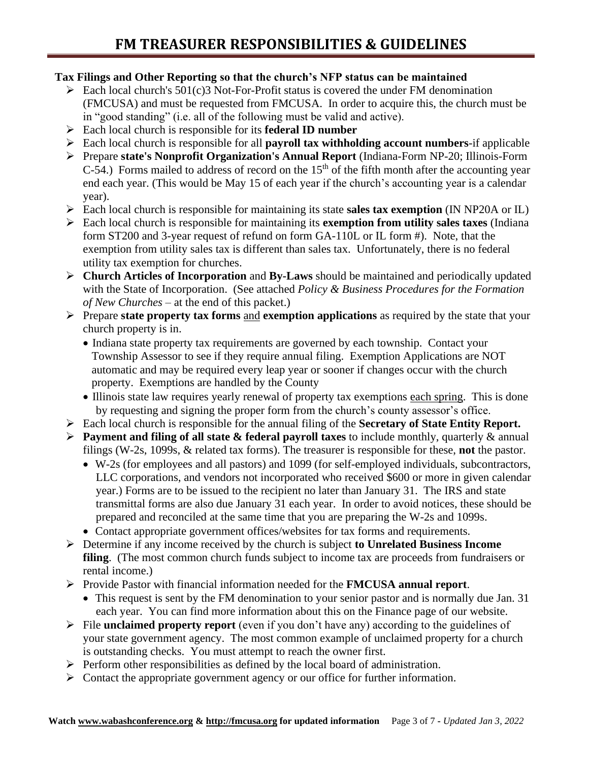# FM TREASURER RESPONSIBILITIES & GUIDELINES

**Tax Filings and Other Reporting so that the church's NFP status can be maintained**

- Each local church's 501(c)3 Not-For-Profit status is covered the under FM denomination (FMCUSA) and must be requested from FMCUSA. In order to acquire this, the church must be in "good standing" (i.e. all of the following must be valid and active).
- Each local church is responsible for its **federal ID number**
- Each local church is responsible for all **payroll tax withholding account numbers**-if applicable
- Prepare **state's Nonprofit Organization's Annual Report** (Indiana-Form NP-20; Illinois-Form C-54.) Forms mailed to address of record on the 15th of the fifth month after the accounting year end each year. (This would be May 15 of each year if the church's accounting year is a calendar year).
- Each local church is responsible for maintaining its state **sales tax exemption** (IN NP20A or IL)
- Each local church is responsible for maintaining its **exemption from utility sales taxes** (Indiana form ST200 and 3-year request of refund on form GA-110L or IL form #). Note, that the exemption from utility sales tax is different than sales tax. Unfortunately, there is no federal utility tax exemption for churches.
- **Church Articles of Incorporation** and **By-Laws** should be maintained and periodically updated with the State of Incorporation. (See attached *Policy & Business Procedures for the Formation of New Churches* – at the end of this packet.)
- Prepare **state property tax forms** and **exemption applications** as required by the state that your church property is in.
  - Indiana state property tax requirements are governed by each township. Contact your Township Assessor to see if they require annual filing. Exemption Applications are NOT automatic and may be required every leap year or sooner if changes occur with the church property. Exemptions are handled by the County
  - Illinois state law requires yearly renewal of property tax exemptions each spring. This is done by requesting and signing the proper form from the church's county assessor's office.
- Each local church is responsible for the annual filing of the **Secretary of State Entity Report.**
- **Payment and filing of all state & federal payroll taxes** to include monthly, quarterly & annual filings (W-2s, 1099s, & related tax forms). The treasurer is responsible for these, **not** the pastor.
  - W-2s (for employees and all pastors) and 1099 (for self-employed individuals, subcontractors, LLC corporations, and vendors not incorporated who received $600 or more in given calendar year.) Forms are to be issued to the recipient no later than January 31. The IRS and state transmittal forms are also due January 31 each year. In order to avoid notices, these should be prepared and reconciled at the same time that you are preparing the W-2s and 1099s.
  - Contact appropriate government offices/websites for tax forms and requirements.
- Determine if any income received by the church is subject **to Unrelated Business Income filing**. (The most common church funds subject to income tax are proceeds from fundraisers or rental income.)
- Provide Pastor with financial information needed for the **FMCUSA annual report**.
  - This request is sent by the FM denomination to your senior pastor and is normally due Jan. 31 each year. You can find more information about this on the Finance page of our website.
- File **unclaimed property report** (even if you don't have any) according to the guidelines of your state government agency. The most common example of unclaimed property for a church is outstanding checks. You must attempt to reach the owner first.
- Perform other responsibilities as defined by the local board of administration.
- Contact the appropriate government agency or our office for further information.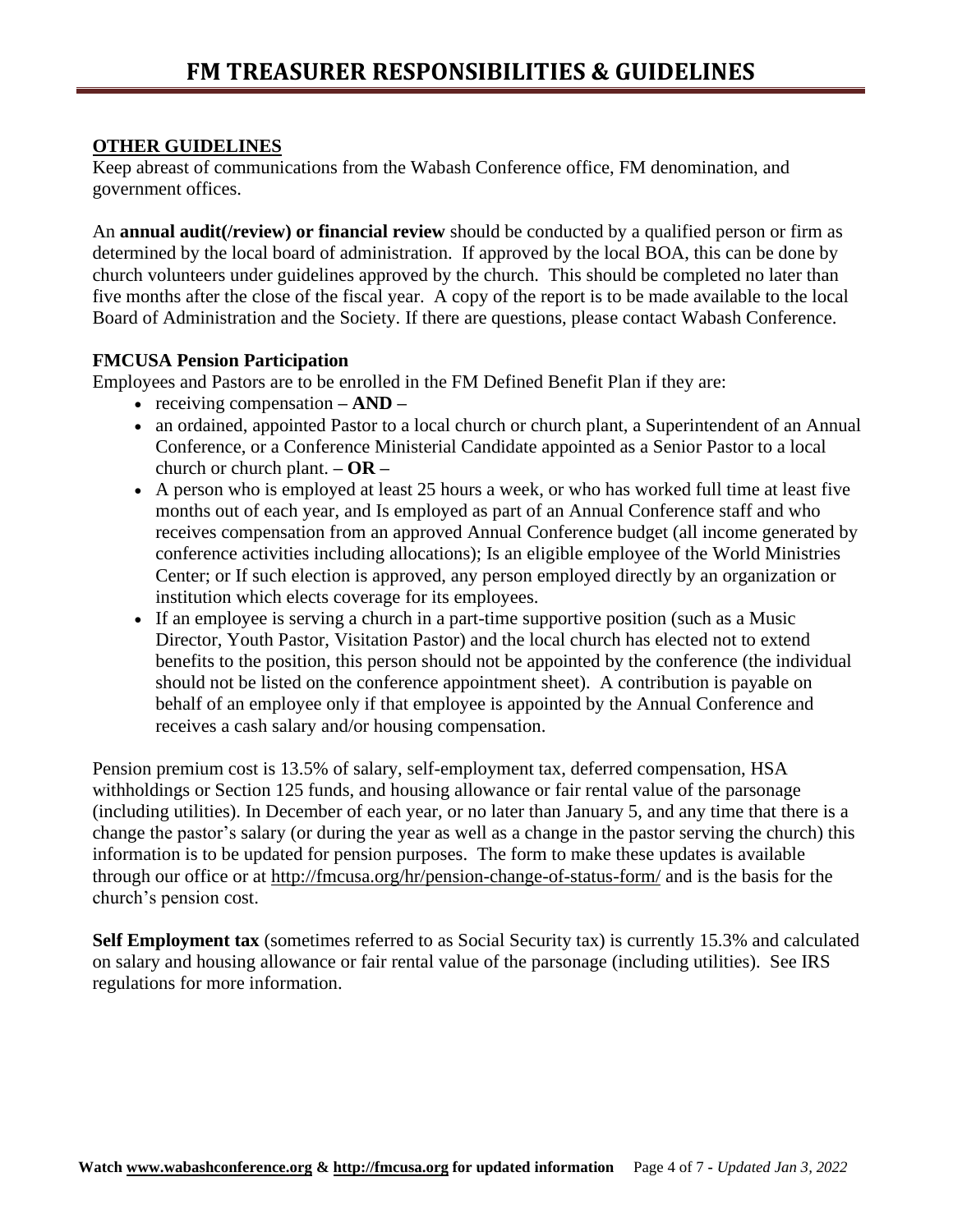## OTHER GUIDELINES

Keep abreast of communications from the Wabash Conference office, FM denomination, and government offices.

An **annual audit(/review) or financial review** should be conducted by a qualified person or firm as determined by the local board of administration. If approved by the local BOA, this can be done by church volunteers under guidelines approved by the church. This should be completed no later than five months after the close of the fiscal year. A copy of the report is to be made available to the local Board of Administration and the Society. If there are questions, please contact Wabash Conference.

**FMCUSA Pension Participation**

Employees and Pastors are to be enrolled in the FM Defined Benefit Plan if they are:

- receiving compensation **– AND –**
- an ordained, appointed Pastor to a local church or church plant, a Superintendent of an Annual Conference, or a Conference Ministerial Candidate appointed as a Senior Pastor to a local church or church plant. **– OR –**
- A person who is employed at least 25 hours a week, or who has worked full time at least five months out of each year, and Is employed as part of an Annual Conference staff and who receives compensation from an approved Annual Conference budget (all income generated by conference activities including allocations); Is an eligible employee of the World Ministries Center; or If such election is approved, any person employed directly by an organization or institution which elects coverage for its employees.
- If an employee is serving a church in a part-time supportive position (such as a Music Director, Youth Pastor, Visitation Pastor) and the local church has elected not to extend benefits to the position, this person should not be appointed by the conference (the individual should not be listed on the conference appointment sheet). A contribution is payable on behalf of an employee only if that employee is appointed by the Annual Conference and receives a cash salary and/or housing compensation.

Pension premium cost is 13.5% of salary, self-employment tax, deferred compensation, HSA withholdings or Section 125 funds, and housing allowance or fair rental value of the parsonage (including utilities). In December of each year, or no later than January 5, and any time that there is a change the pastor's salary (or during the year as well as a change in the pastor serving the church) this information is to be updated for pension purposes. The form to make these updates is available through our office or at http://fmcusa.org/hr/pension-change-of-status-form/ and is the basis for the church's pension cost.

**Self Employment tax** (sometimes referred to as Social Security tax) is currently 15.3% and calculated on salary and housing allowance or fair rental value of the parsonage (including utilities). See IRS regulations for more information.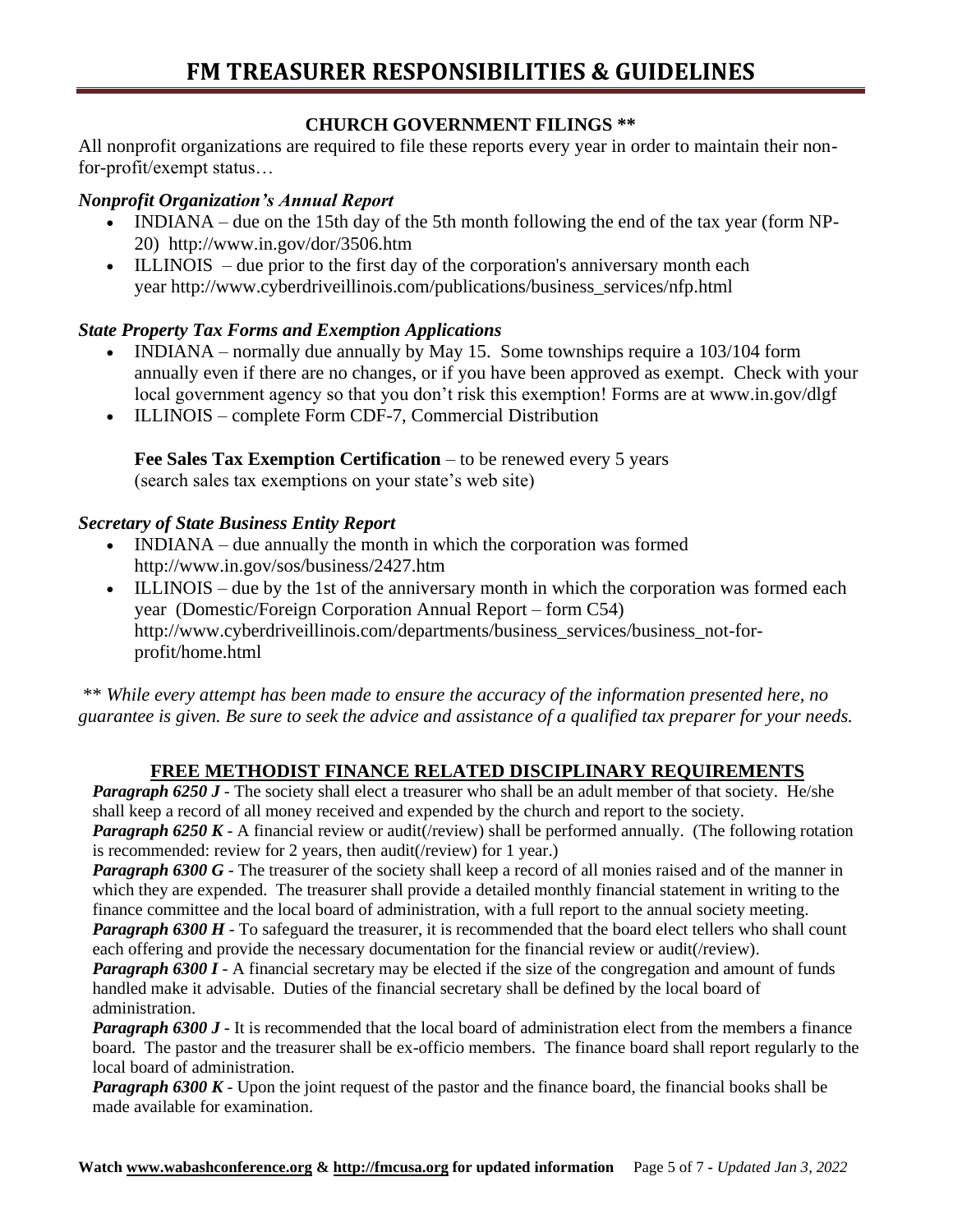# FM TREASURER RESPONSIBILITIES & GUIDELINES

## CHURCH GOVERNMENT FILINGS **

All nonprofit organizations are required to file these reports every year in order to maintain their non-for-profit/exempt status…

### *Nonprofit Organization's Annual Report*

- INDIANA – due on the 15th day of the 5th month following the end of the tax year (form NP-20) http://www.in.gov/dor/3506.htm
- ILLINOIS – due prior to the first day of the corporation's anniversary month each year http://www.cyberdriveillinois.com/publications/business_services/nfp.html

### *State Property Tax Forms and Exemption Applications*

- INDIANA – normally due annually by May 15. Some townships require a 103/104 form annually even if there are no changes, or if you have been approved as exempt. Check with your local government agency so that you don't risk this exemption! Forms are at www.in.gov/dlgf
- ILLINOIS – complete Form CDF-7, Commercial Distribution

**Fee Sales Tax Exemption Certification** – to be renewed every 5 years
(search sales tax exemptions on your state's web site)

### *Secretary of State Business Entity Report*

- INDIANA – due annually the month in which the corporation was formed http://www.in.gov/sos/business/2427.htm
- ILLINOIS – due by the 1st of the anniversary month in which the corporation was formed each year (Domestic/Foreign Corporation Annual Report – form C54) http://www.cyberdriveillinois.com/departments/business_services/business_not-for-profit/home.html

*** While every attempt has been made to ensure the accuracy of the information presented here, no guarantee is given. Be sure to seek the advice and assistance of a qualified tax preparer for your needs.*

## FREE METHODIST FINANCE RELATED DISCIPLINARY REQUIREMENTS

***Paragraph 6250 J*** - The society shall elect a treasurer who shall be an adult member of that society. He/she shall keep a record of all money received and expended by the church and report to the society.

***Paragraph 6250 K*** - A financial review or audit(/review) shall be performed annually. (The following rotation is recommended: review for 2 years, then audit(/review) for 1 year.)

***Paragraph 6300 G*** - The treasurer of the society shall keep a record of all monies raised and of the manner in which they are expended. The treasurer shall provide a detailed monthly financial statement in writing to the finance committee and the local board of administration, with a full report to the annual society meeting.

***Paragraph 6300 H*** - To safeguard the treasurer, it is recommended that the board elect tellers who shall count each offering and provide the necessary documentation for the financial review or audit(/review).

***Paragraph 6300 I*** - A financial secretary may be elected if the size of the congregation and amount of funds handled make it advisable. Duties of the financial secretary shall be defined by the local board of administration.

***Paragraph 6300 J*** - It is recommended that the local board of administration elect from the members a finance board. The pastor and the treasurer shall be ex-officio members. The finance board shall report regularly to the local board of administration.

***Paragraph 6300 K*** - Upon the joint request of the pastor and the finance board, the financial books shall be made available for examination.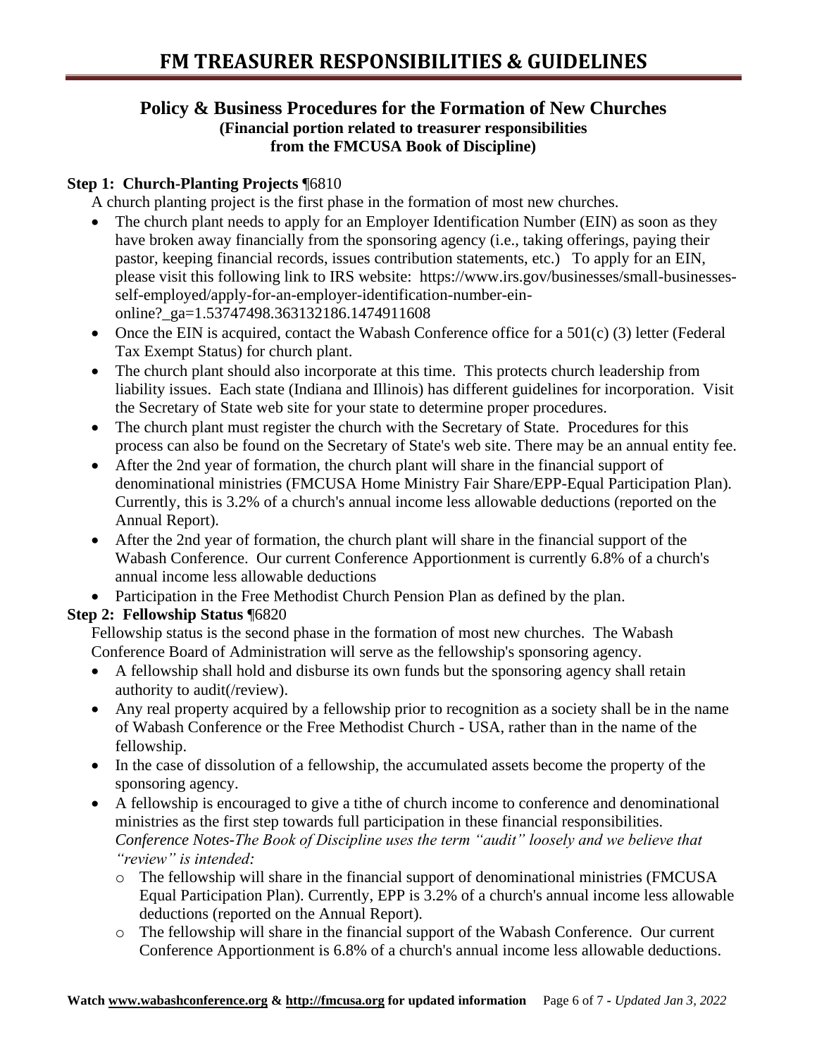# FM TREASURER RESPONSIBILITIES & GUIDELINES

## Policy & Business Procedures for the Formation of New Churches

**(Financial portion related to treasurer responsibilities from the FMCUSA Book of Discipline)**

**Step 1: Church-Planting Projects** ¶6810

A church planting project is the first phase in the formation of most new churches.

- The church plant needs to apply for an Employer Identification Number (EIN) as soon as they have broken away financially from the sponsoring agency (i.e., taking offerings, paying their pastor, keeping financial records, issues contribution statements, etc.) To apply for an EIN, please visit this following link to IRS website: https://www.irs.gov/businesses/small-businesses-self-employed/apply-for-an-employer-identification-number-ein-online?_ga=1.53747498.363132186.1474911608
- Once the EIN is acquired, contact the Wabash Conference office for a 501(c) (3) letter (Federal Tax Exempt Status) for church plant.
- The church plant should also incorporate at this time. This protects church leadership from liability issues. Each state (Indiana and Illinois) has different guidelines for incorporation. Visit the Secretary of State web site for your state to determine proper procedures.
- The church plant must register the church with the Secretary of State. Procedures for this process can also be found on the Secretary of State's web site. There may be an annual entity fee.
- After the 2nd year of formation, the church plant will share in the financial support of denominational ministries (FMCUSA Home Ministry Fair Share/EPP-Equal Participation Plan). Currently, this is 3.2% of a church's annual income less allowable deductions (reported on the Annual Report).
- After the 2nd year of formation, the church plant will share in the financial support of the Wabash Conference. Our current Conference Apportionment is currently 6.8% of a church's annual income less allowable deductions
- Participation in the Free Methodist Church Pension Plan as defined by the plan.

**Step 2: Fellowship Status** ¶6820

Fellowship status is the second phase in the formation of most new churches. The Wabash Conference Board of Administration will serve as the fellowship's sponsoring agency.

- A fellowship shall hold and disburse its own funds but the sponsoring agency shall retain authority to audit(/review).
- Any real property acquired by a fellowship prior to recognition as a society shall be in the name of Wabash Conference or the Free Methodist Church - USA, rather than in the name of the fellowship.
- In the case of dissolution of a fellowship, the accumulated assets become the property of the sponsoring agency.
- A fellowship is encouraged to give a tithe of church income to conference and denominational ministries as the first step towards full participation in these financial responsibilities. *Conference Notes-The Book of Discipline uses the term "audit" loosely and we believe that "review" is intended:*
  - The fellowship will share in the financial support of denominational ministries (FMCUSA Equal Participation Plan). Currently, EPP is 3.2% of a church's annual income less allowable deductions (reported on the Annual Report).
  - The fellowship will share in the financial support of the Wabash Conference. Our current Conference Apportionment is 6.8% of a church's annual income less allowable deductions.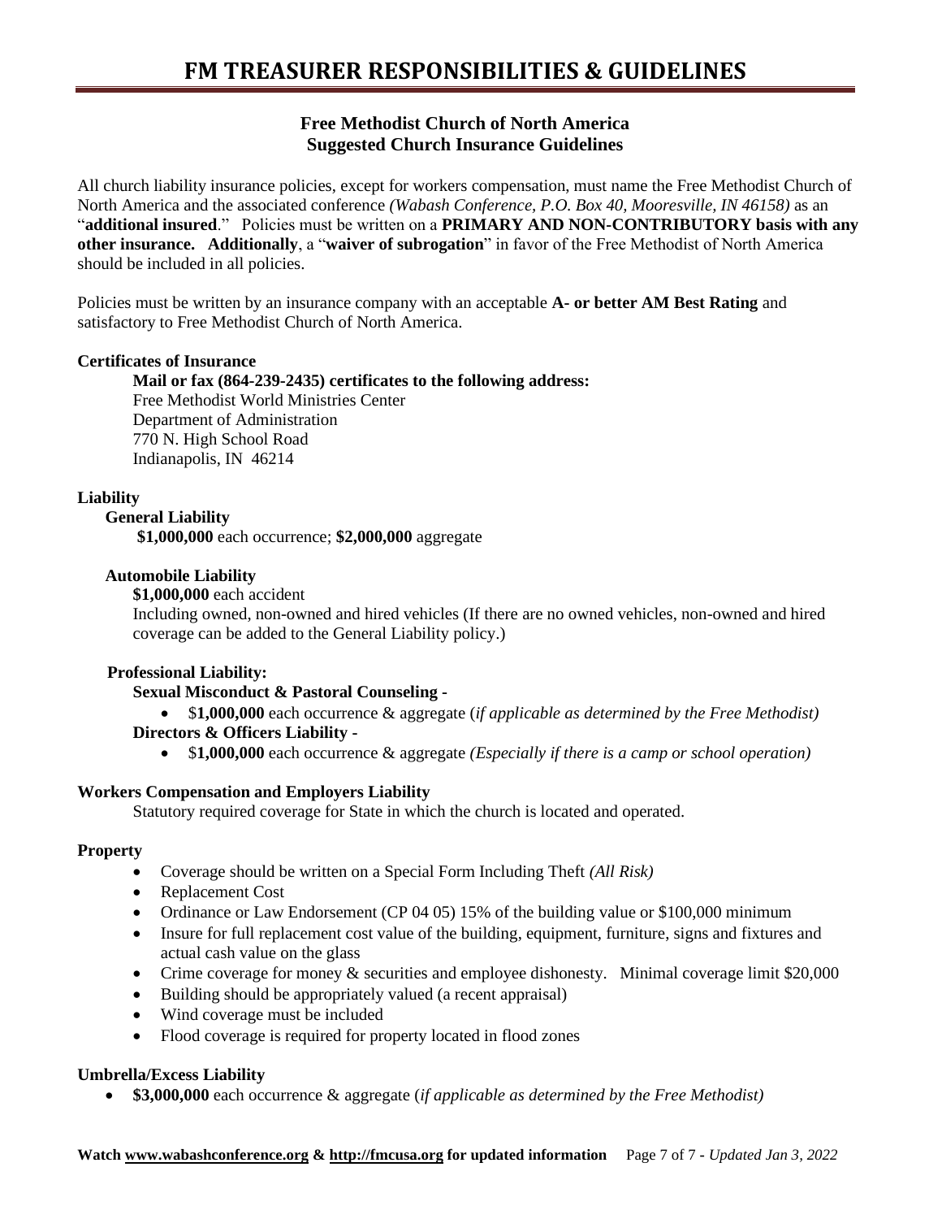## Free Methodist Church of North America
## Suggested Church Insurance Guidelines

All church liability insurance policies, except for workers compensation, must name the Free Methodist Church of North America and the associated conference *(Wabash Conference, P.O. Box 40, Mooresville, IN 46158)* as an "**additional insured**." Policies must be written on a **PRIMARY AND NON-CONTRIBUTORY basis with any other insurance. Additionally**, a "**waiver of subrogation**" in favor of the Free Methodist of North America should be included in all policies.

Policies must be written by an insurance company with an acceptable **A- or better AM Best Rating** and satisfactory to Free Methodist Church of North America.

**Certificates of Insurance**

**Mail or fax (864-239-2435) certificates to the following address:**
Free Methodist World Ministries Center
Department of Administration
770 N. High School Road
Indianapolis, IN 46214

**Liability**

**General Liability**

**$1,000,000** each occurrence; **$2,000,000** aggregate

**Automobile Liability**

**$1,000,000** each accident
Including owned, non-owned and hired vehicles (If there are no owned vehicles, non-owned and hired coverage can be added to the General Liability policy.)

**Professional Liability:**

**Sexual Misconduct & Pastoral Counseling -**

- $**1,000,000** each occurrence & aggregate (*if applicable as determined by the Free Methodist)*

**Directors & Officers Liability -**

- $**1,000,000** each occurrence & aggregate *(Especially if there is a camp or school operation)*

**Workers Compensation and Employers Liability**

Statutory required coverage for State in which the church is located and operated.

**Property**

- Coverage should be written on a Special Form Including Theft *(All Risk)*
- Replacement Cost
- Ordinance or Law Endorsement (CP 04 05) 15% of the building value or $100,000 minimum
- Insure for full replacement cost value of the building, equipment, furniture, signs and fixtures and actual cash value on the glass
- Crime coverage for money & securities and employee dishonesty. Minimal coverage limit $20,000
- Building should be appropriately valued (a recent appraisal)
- Wind coverage must be included
- Flood coverage is required for property located in flood zones

**Umbrella/Excess Liability**

- **$3,000,000** each occurrence & aggregate (*if applicable as determined by the Free Methodist)*

**Watch www.wabashconference.org & http://fmcusa.org for updated information** *Updated Jan 3, 2022*